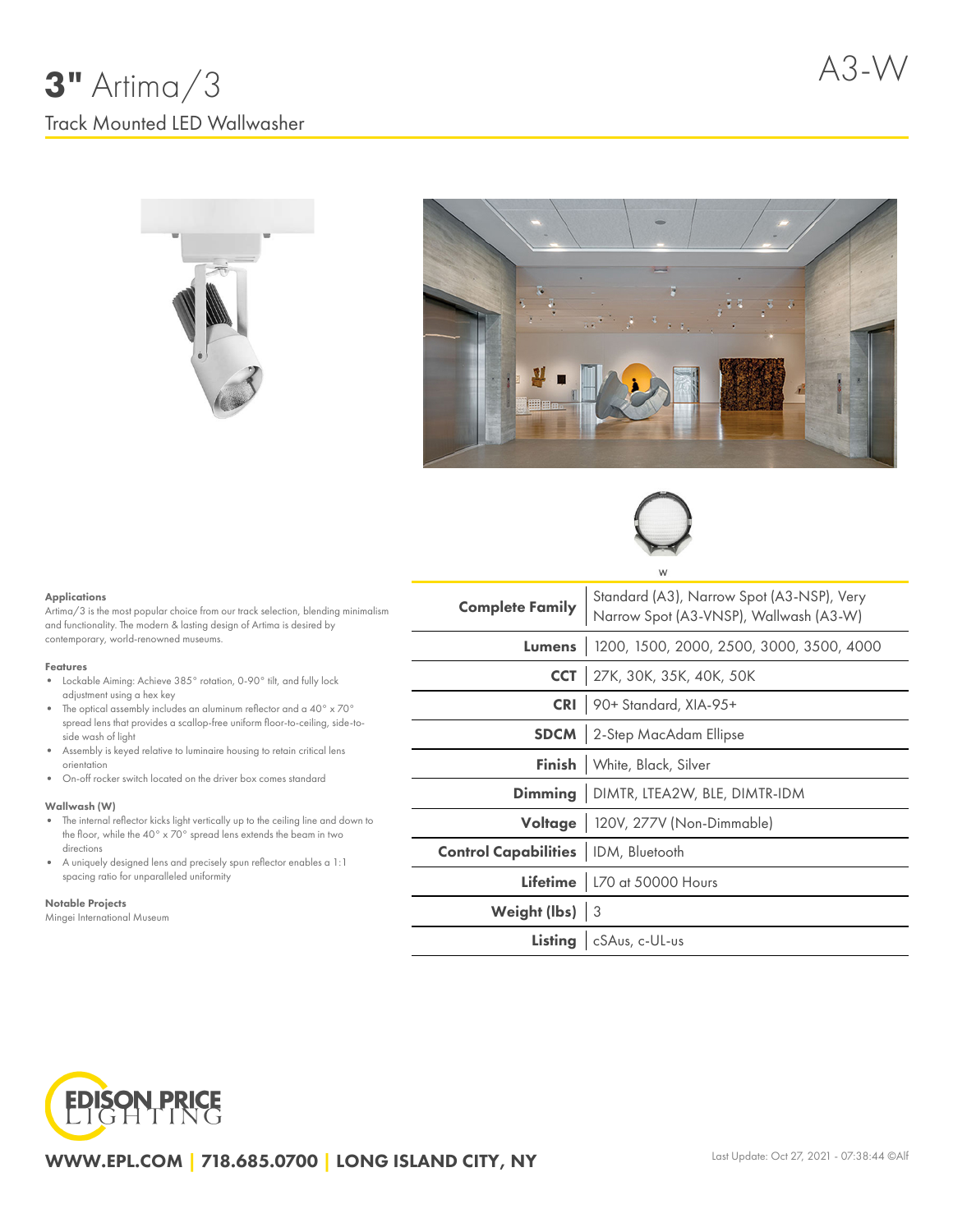# 3" Artima/3

A3-W

## Track Mounted LED Wallwasher

W

| | |
|---|---|
| **Complete Family** | Standard (A3), Narrow Spot (A3-NSP), Very Narrow Spot (A3-VNSP), Wallwash (A3-W) |
| **Lumens** | 1200, 1500, 2000, 2500, 3000, 3500, 4000 |
| **CCT** | 27K, 30K, 35K, 40K, 50K |
| **CRI** | 90+ Standard, XIA-95+ |
| **SDCM** | 2-Step MacAdam Ellipse |
| **Finish** | White, Black, Silver |
| **Dimming** | DIMTR, LTEA2W, BLE, DIMTR-IDM |
| **Voltage** | 120V, 277V (Non-Dimmable) |
| **Control Capabilities** | IDM, Bluetooth |
| **Lifetime** | L70 at 50000 Hours |
| **Weight (lbs)** | 3 |
| **Listing** | cSAus, c-UL-us |

#### Applications

Artima/3 is the most popular choice from our track selection, blending minimalism and functionality. The modern & lasting design of Artima is desired by contemporary, world-renowned museums.

#### Features

- Lockable Aiming: Achieve 385° rotation, 0-90° tilt, and fully lock adjustment using a hex key
- The optical assembly includes an aluminum reflector and a 40° x 70° spread lens that provides a scallop-free uniform floor-to-ceiling, side-to-side wash of light
- Assembly is keyed relative to luminaire housing to retain critical lens orientation
- On-off rocker switch located on the driver box comes standard

#### Wallwash (W)

- The internal reflector kicks light vertically up to the ceiling line and down to the floor, while the 40° x 70° spread lens extends the beam in two directions
- A uniquely designed lens and precisely spun reflector enables a 1:1 spacing ratio for unparalleled uniformity

#### Notable Projects

Mingei International Museum

EDISON PRICE LIGHTING

WWW.EPL.COM | 718.685.0700 | LONG ISLAND CITY, NY

Last Update: Oct 27, 2021 - 07:38:44 ©Alf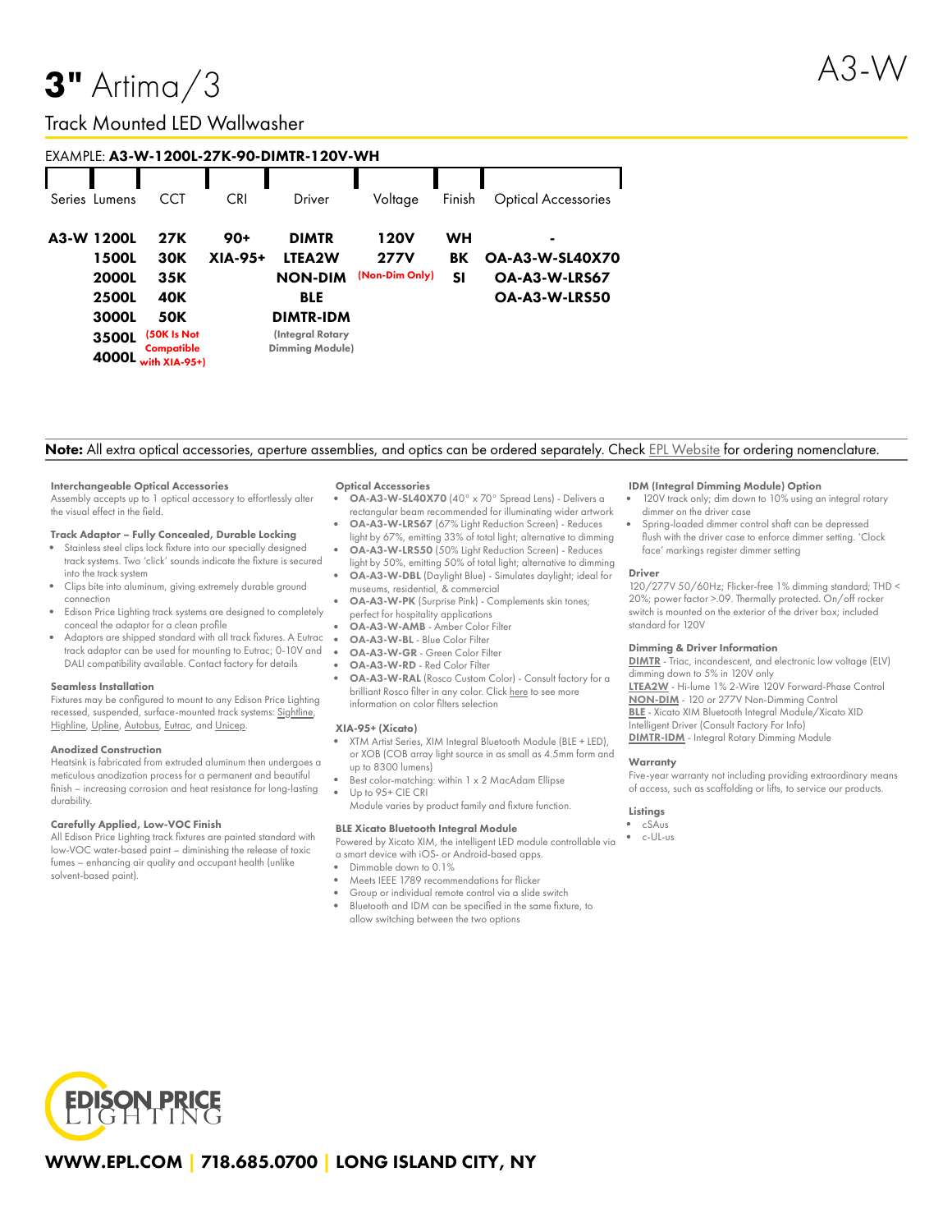# **3"** Artima/3

A3-W

## Track Mounted LED Wallwasher

EXAMPLE: **A3-W-1200L-27K-90-DIMTR-120V-WH**

| Series | Lumens | CCT | CRI | Driver | Voltage | Finish | Optical Accessories |
|---|---|---|---|---|---|---|---|
| **A3-W** | **1200L** | **27K** | **90+** | **DIMTR** | **120V** | **WH** | **-** |
| | **1500L** | **30K** | **XIA-95+** | **LTEA2W** | **277V** | **BK** | **OA-A3-W-SL40X70** |
| | **2000L** | **35K** | | **NON-DIM** | **(Non-Dim Only)** | **SI** | **OA-A3-W-LRS67** |
| | **2500L** | **40K** | | **BLE** | | | **OA-A3-W-LRS50** |
| | **3000L** | **50K** | | **DIMTR-IDM** | | | |
| | **3500L** | **(50K Is Not Compatible with XIA-95+)** | | **(Integral Rotary Dimming Module)** | | | |
| | **4000L** | | | | | | |

**Note:** All extra optical accessories, aperture assemblies, and optics can be ordered separately. Check EPL Website for ordering nomenclature.

### Interchangeable Optical Accessories

Assembly accepts up to 1 optical accessory to effortlessly alter the visual effect in the field.

### Track Adaptor – Fully Concealed, Durable Locking

- Stainless steel clips lock fixture into our specially designed track systems. Two 'click' sounds indicate the fixture is secured into the track system
- Clips bite into aluminum, giving extremely durable ground connection
- Edison Price Lighting track systems are designed to completely conceal the adaptor for a clean profile
- Adaptors are shipped standard with all track fixtures. A Eutrac track adaptor can be used for mounting to Eutrac; 0-10V and DALI compatibility available. Contact factory for details

### Seamless Installation

Fixtures may be configured to mount to any Edison Price Lighting recessed, suspended, surface-mounted track systems: Sightline, Highline, Upline, Autobus, Eutrac, and Unicep.

### Anodized Construction

Heatsink is fabricated from extruded aluminum then undergoes a meticulous anodization process for a permanent and beautiful finish – increasing corrosion and heat resistance for long-lasting durability.

### Carefully Applied, Low-VOC Finish

All Edison Price Lighting track fixtures are painted standard with low-VOC water-based paint – diminishing the release of toxic fumes – enhancing air quality and occupant health (unlike solvent-based paint).

### Optical Accessories

- **OA-A3-W-SL40X70** (40° x 70° Spread Lens) - Delivers a rectangular beam recommended for illuminating wider artwork
- **OA-A3-W-LRS67** (67% Light Reduction Screen) - Reduces light by 67%, emitting 33% of total light; alternative to dimming
- **OA-A3-W-LRS50** (50% Light Reduction Screen) - Reduces light by 50%, emitting 50% of total light; alternative to dimming
- **OA-A3-W-DBL** (Daylight Blue) - Simulates daylight; ideal for museums, residential, & commercial
- **OA-A3-W-PK** (Surprise Pink) - Complements skin tones; perfect for hospitality applications
- **OA-A3-W-AMB** - Amber Color Filter
- **OA-A3-W-BL** - Blue Color Filter
- **OA-A3-W-GR** - Green Color Filter
- **OA-A3-W-RD** - Red Color Filter
- **OA-A3-W-RAL** (Rosco Custom Color) - Consult factory for a brilliant Rosco filter in any color. Click here to see more information on color filters selection

### XIA-95+ (Xicato)

- XTM Artist Series, XIM Integral Bluetooth Module (BLE + LED), or XOB (COB array light source in as small as 4.5mm form and up to 8300 lumens)
- Best color-matching: within 1 x 2 MacAdam Ellipse
- Up to 95+ CIE CRI

  Module varies by product family and fixture function.

### BLE Xicato Bluetooth Integral Module

Powered by Xicato XIM, the intelligent LED module controllable via a smart device with iOS- or Android-based apps.

- Dimmable down to 0.1%
- Meets IEEE 1789 recommendations for flicker
- Group or individual remote control via a slide switch
- Bluetooth and IDM can be specified in the same fixture, to allow switching between the two options

### IDM (Integral Dimming Module) Option

- 120V track only; dim down to 10% using an integral rotary dimmer on the driver case
- Spring-loaded dimmer control shaft can be depressed flush with the driver case to enforce dimmer setting. 'Clock face' markings register dimmer setting

### Driver

120/277V 50/60Hz; Flicker-free 1% dimming standard; THD < 20%; power factor >.09. Thermally protected. On/off rocker switch is mounted on the exterior of the driver box; included standard for 120V

### Dimming & Driver Information

**DIMTR** - Triac, incandescent, and electronic low voltage (ELV) dimming down to 5% in 120V only
**LTEA2W** - Hi-lume 1% 2-Wire 120V Forward-Phase Control
**NON-DIM** - 120 or 277V Non-Dimming Control
**BLE** - Xicato XIM Bluetooth Integral Module/Xicato XID Intelligent Driver (Consult Factory For Info)
**DIMTR-IDM** - Integral Rotary Dimming Module

### Warranty

Five-year warranty not including providing extraordinary means of access, such as scaffolding or lifts, to service our products.

### Listings

- cSAus
- c-UL-us

EDISON PRICE LIGHTING

**WWW.EPL.COM | 718.685.0700 | LONG ISLAND CITY, NY**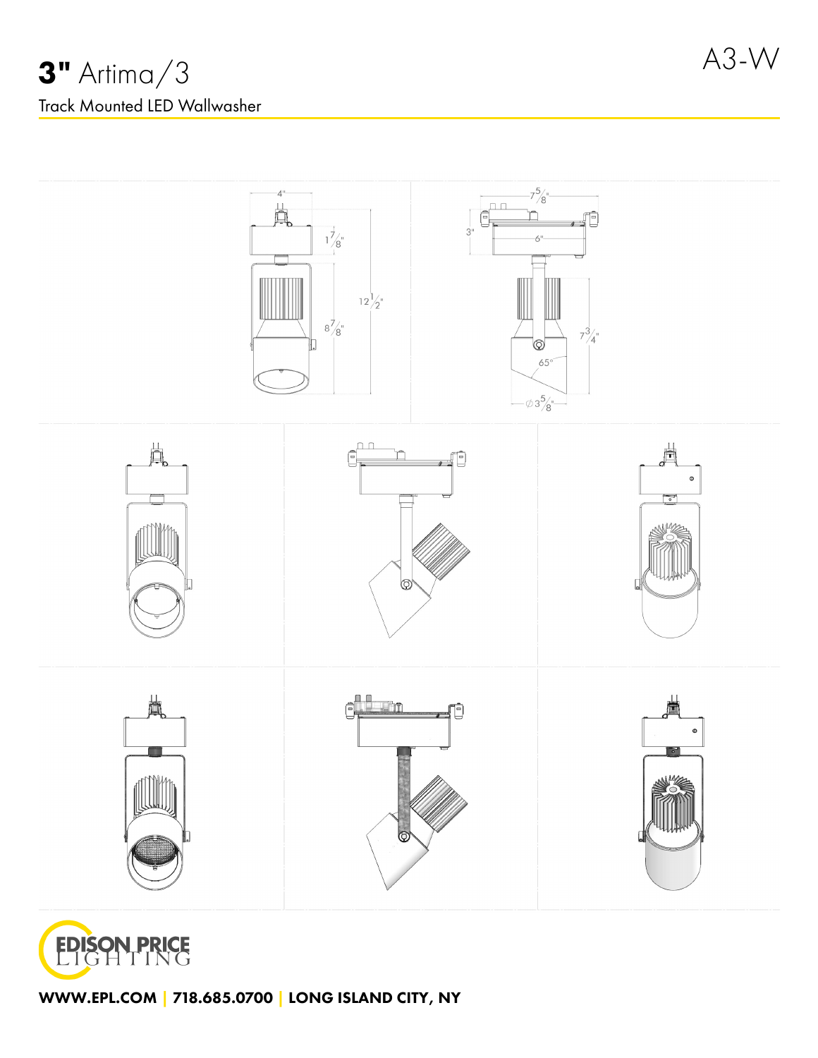# 3" Artima/3

Track Mounted LED Wallwasher

A3-W

4"

1 7/8"

12 1/2"

8 7/8"

7 5/8"

3"

6"

7 3/4"

65°

∅3 5/8"

**WWW.EPL.COM | 718.685.0700 | LONG ISLAND CITY, NY**